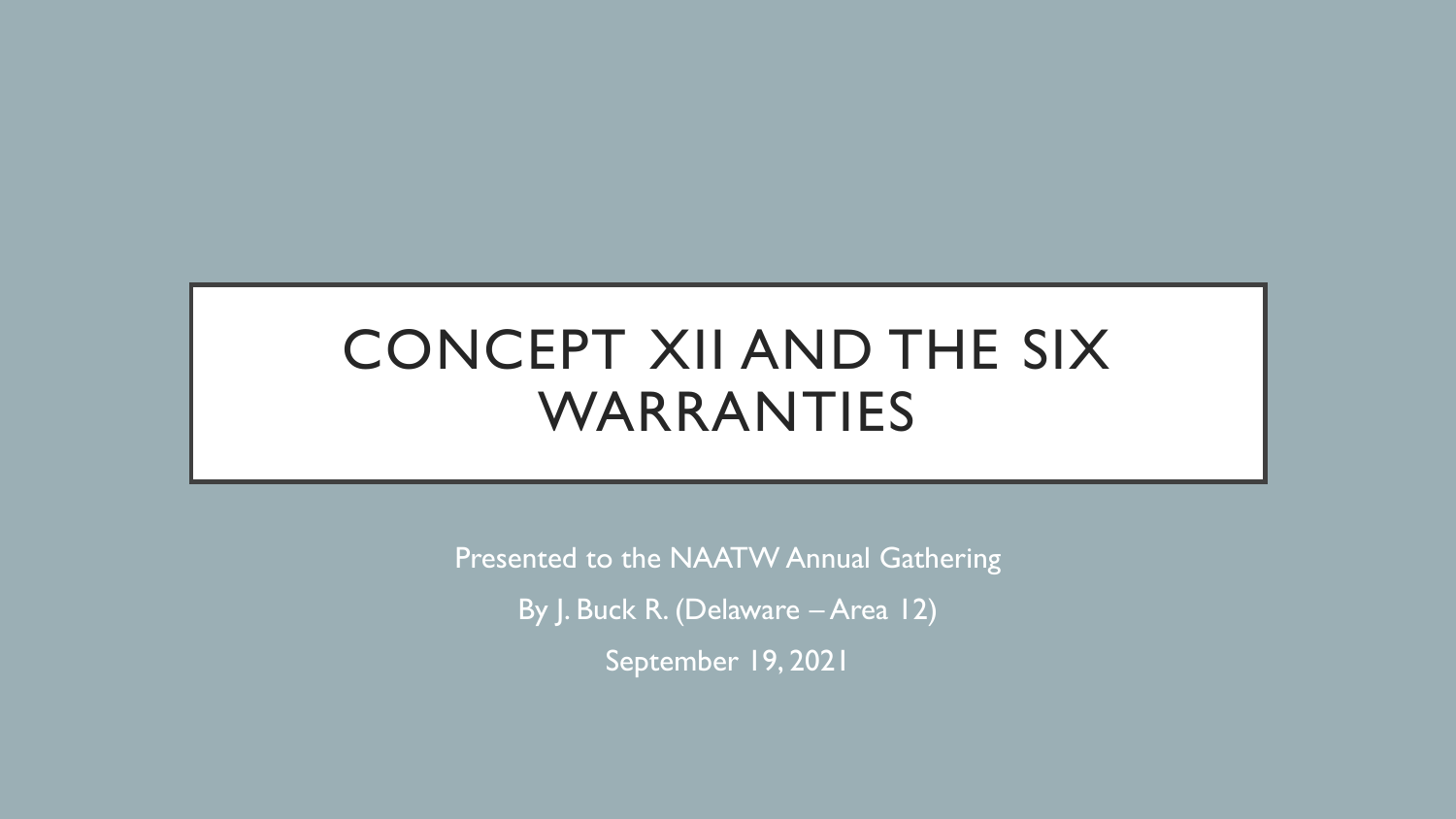# CONCEPT XII AND THE SIX WARRANTIES

Presented to the NAATW Annual Gathering

By J. Buck R. (Delaware – Area 12)

September 19, 2021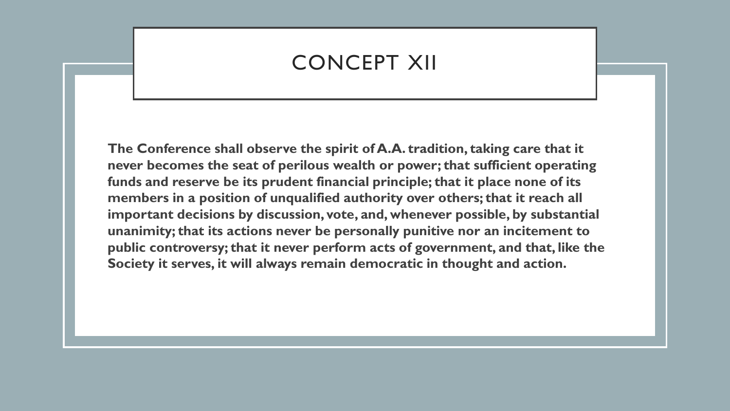# CONCEPT XII

**The Conference shall observe the spirit of A.A. tradition, taking care that it never becomes the seat of perilous wealth or power; that sufficient operating funds and reserve be its prudent financial principle; that it place none of its members in a position of unqualified authority over others; that it reach all important decisions by discussion, vote, and, whenever possible, by substantial unanimity; that its actions never be personally punitive nor an incitement to public controversy; that it never perform acts of government, and that, like the Society it serves, it will always remain democratic in thought and action.**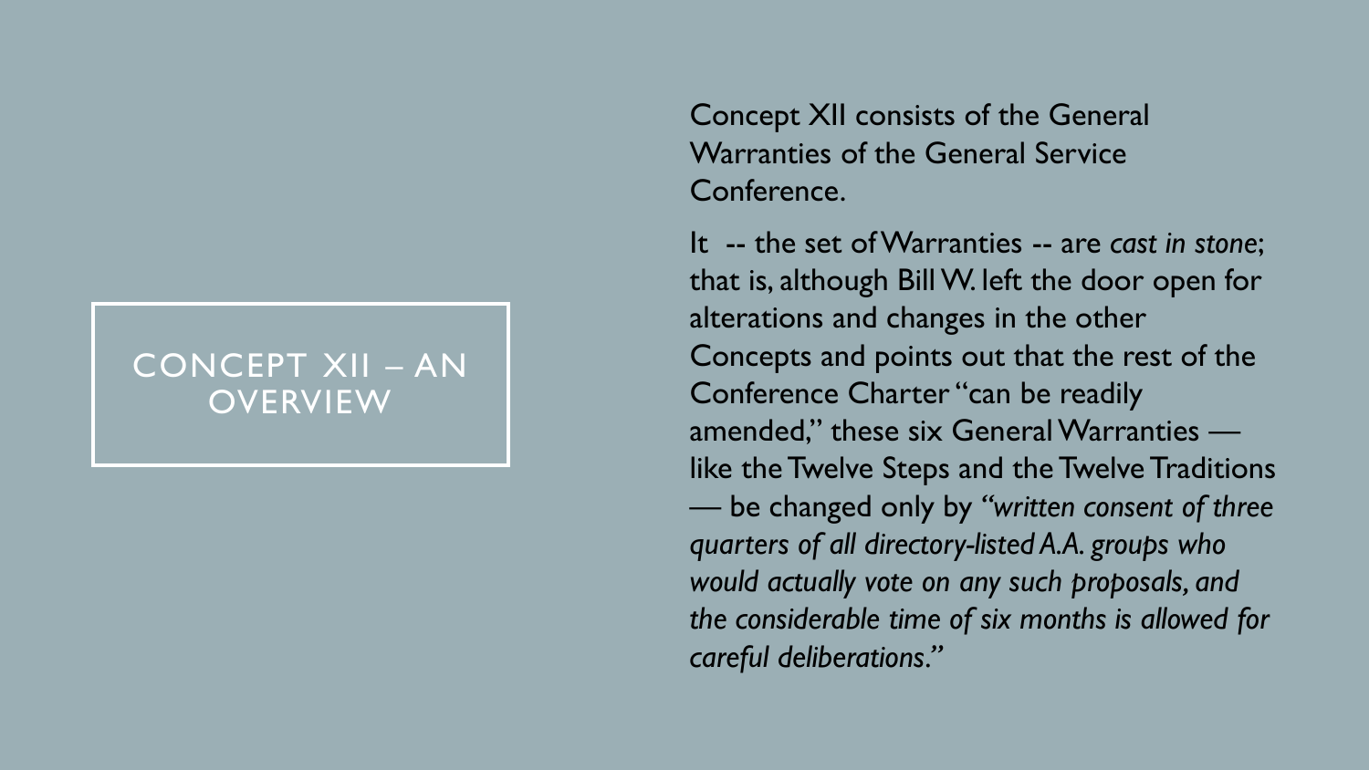# CONCEPT XII – AN OVERVIEW

Concept XII consists of the General Warranties of the General Service Conference.

It -- the set of Warranties -- are *cast in stone*; that is, although Bill W. left the door open for alterations and changes in the other Concepts and points out that the rest of the Conference Charter "can be readily amended," these six General Warranties — like the Twelve Steps and the Twelve Traditions — be changed only by *"written consent of three quarters of all directory-listed A.A. groups who would actually vote on any such proposals, and the considerable time of six months is allowed for careful deliberations."*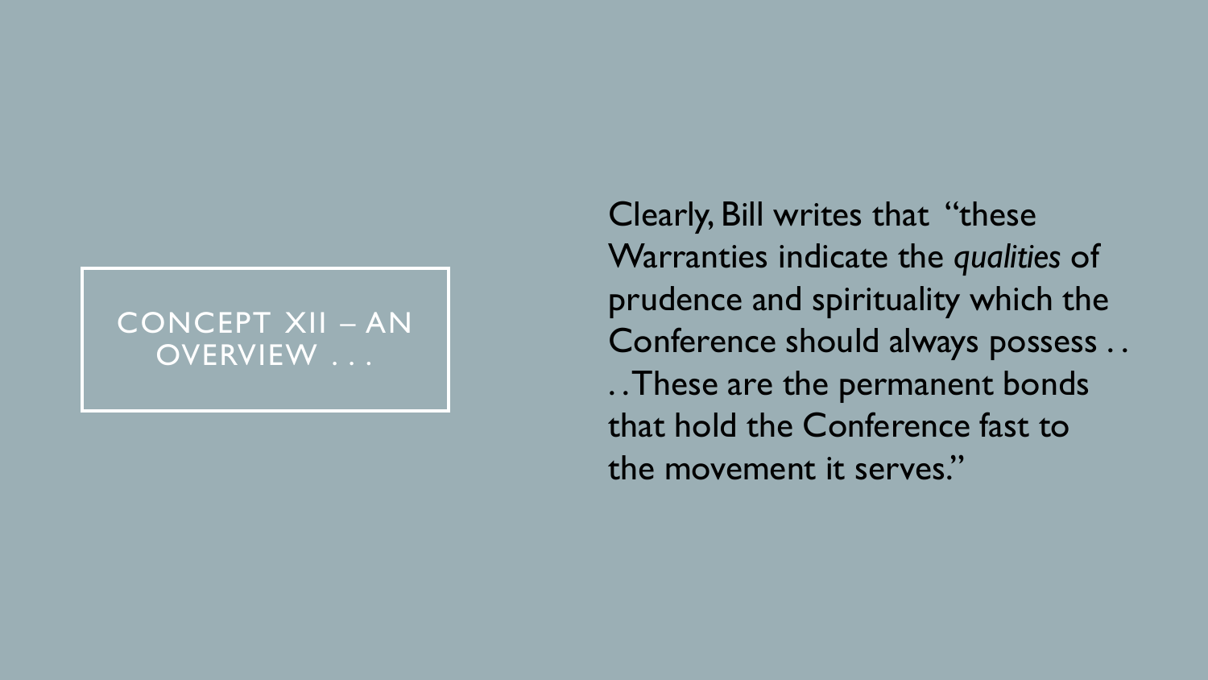## CONCEPT XII – AN OVERVIEW . . .

Clearly, Bill writes that "these Warranties indicate the *qualities* of prudence and spirituality which the Conference should always possess . . . . These are the permanent bonds that hold the Conference fast to the movement it serves."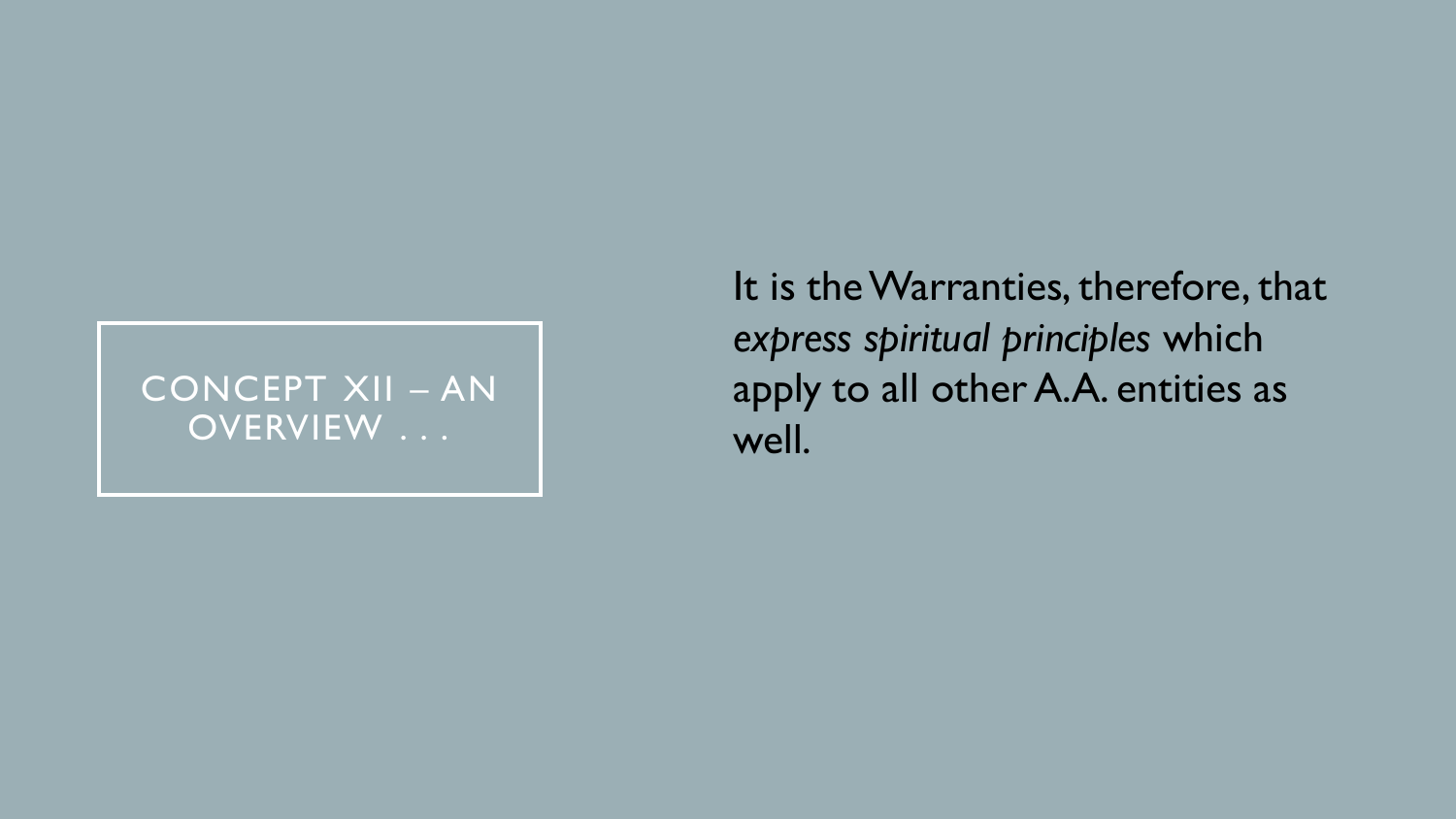# CONCEPT XII – AN OVERVIEW . . .

It is the Warranties, therefore, that *express spiritual principles* which apply to all other A.A. entities as well.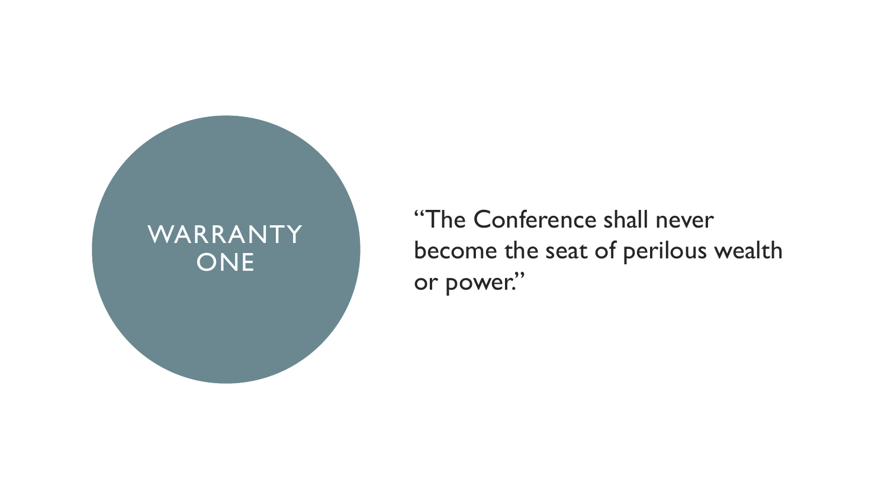## WARRANTY ONE

"The Conference shall never become the seat of perilous wealth or power."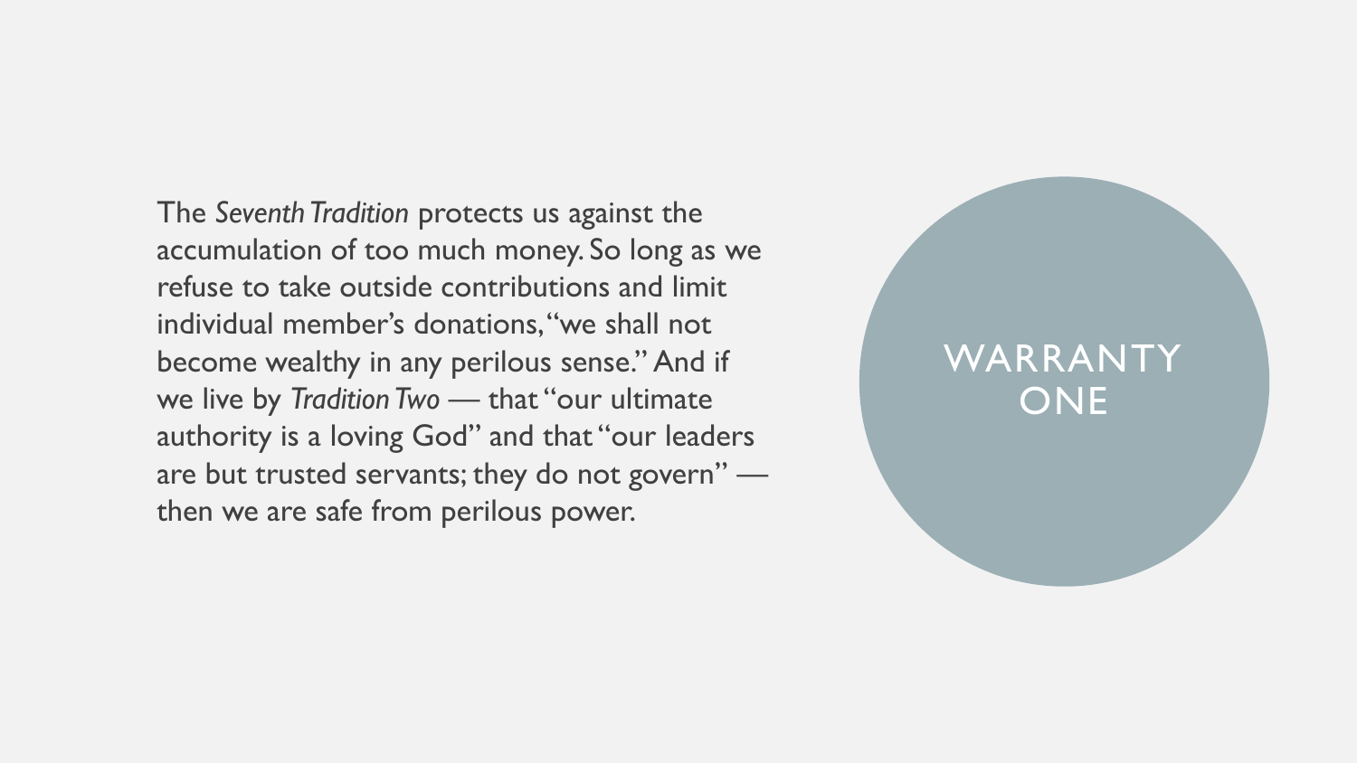## WARRANTY ONE

The *Seventh Tradition* protects us against the accumulation of too much money. So long as we refuse to take outside contributions and limit individual member's donations, "we shall not become wealthy in any perilous sense." And if we live by *Tradition Two* — that "our ultimate authority is a loving God" and that "our leaders are but trusted servants; they do not govern" — then we are safe from perilous power.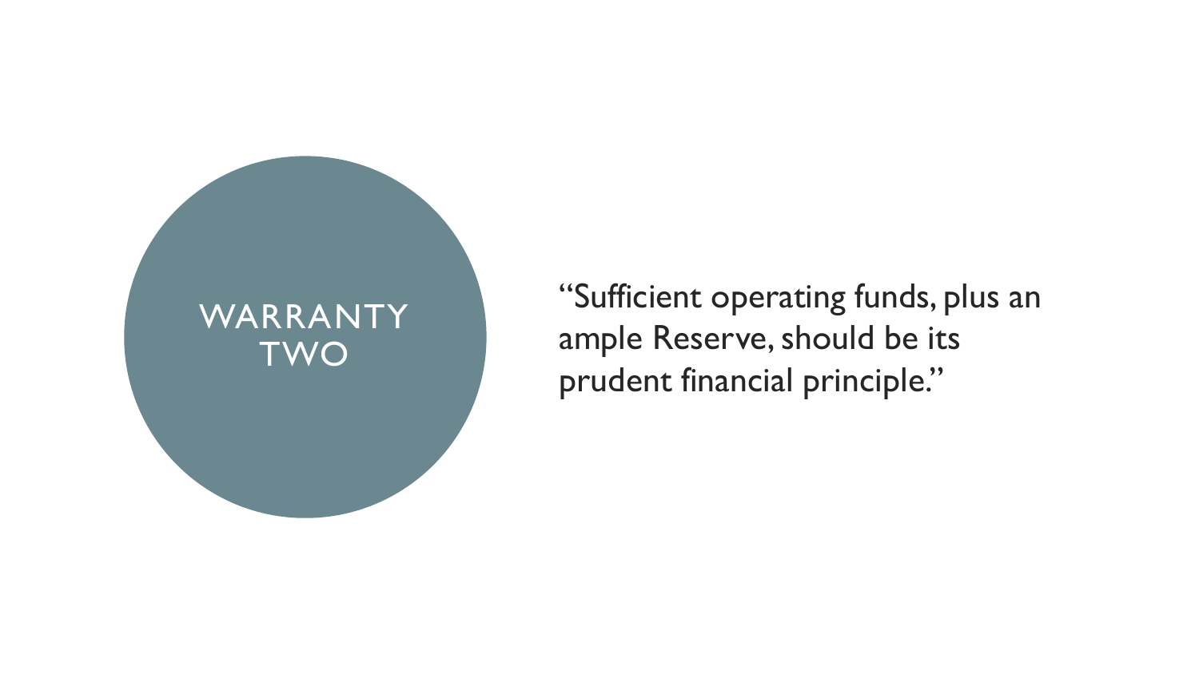# WARRANTY TWO

"Sufficient operating funds, plus an ample Reserve, should be its prudent financial principle."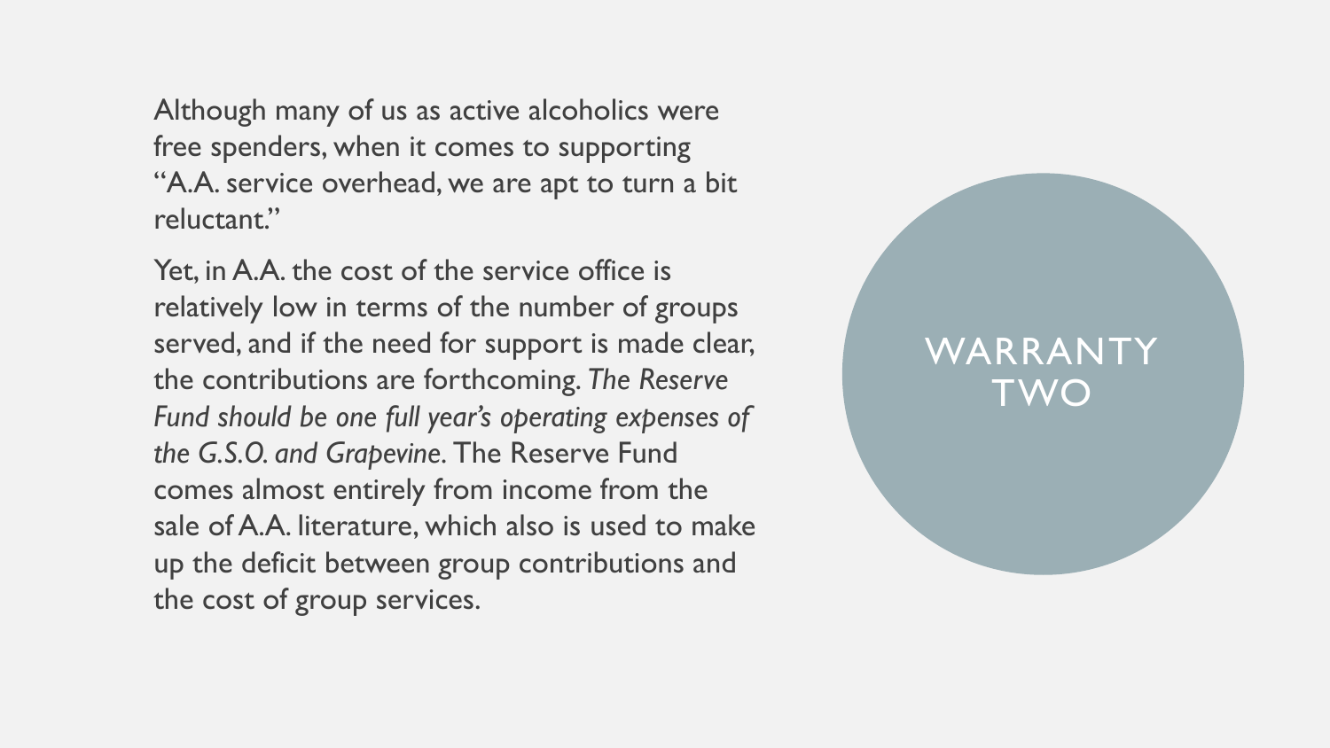## WARRANTY TWO

Although many of us as active alcoholics were free spenders, when it comes to supporting "A.A. service overhead, we are apt to turn a bit reluctant."

Yet, in A.A. the cost of the service office is relatively low in terms of the number of groups served, and if the need for support is made clear, the contributions are forthcoming. *The Reserve Fund should be one full year's operating expenses of the G.S.O. and Grapevine.* The Reserve Fund comes almost entirely from income from the sale of A.A. literature, which also is used to make up the deficit between group contributions and the cost of group services.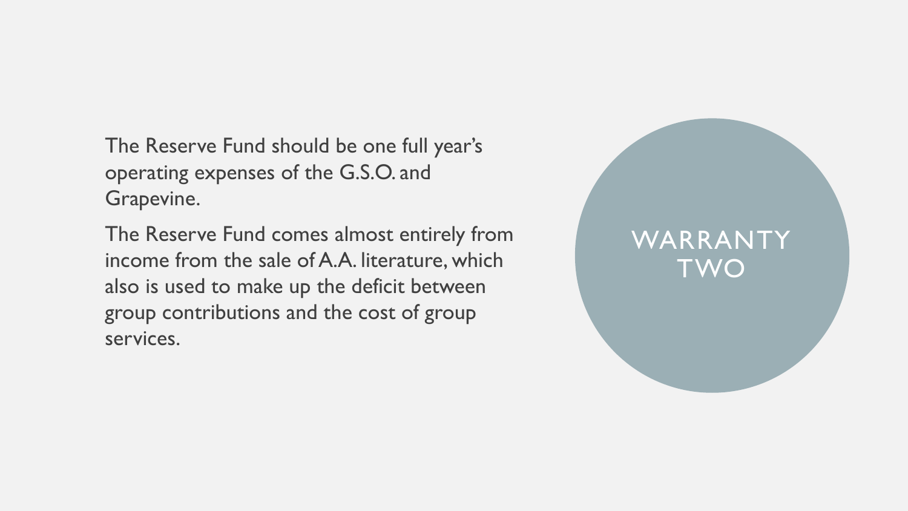## WARRANTY TWO

The Reserve Fund should be one full year's operating expenses of the G.S.O. and Grapevine.

The Reserve Fund comes almost entirely from income from the sale of A.A. literature, which also is used to make up the deficit between group contributions and the cost of group services.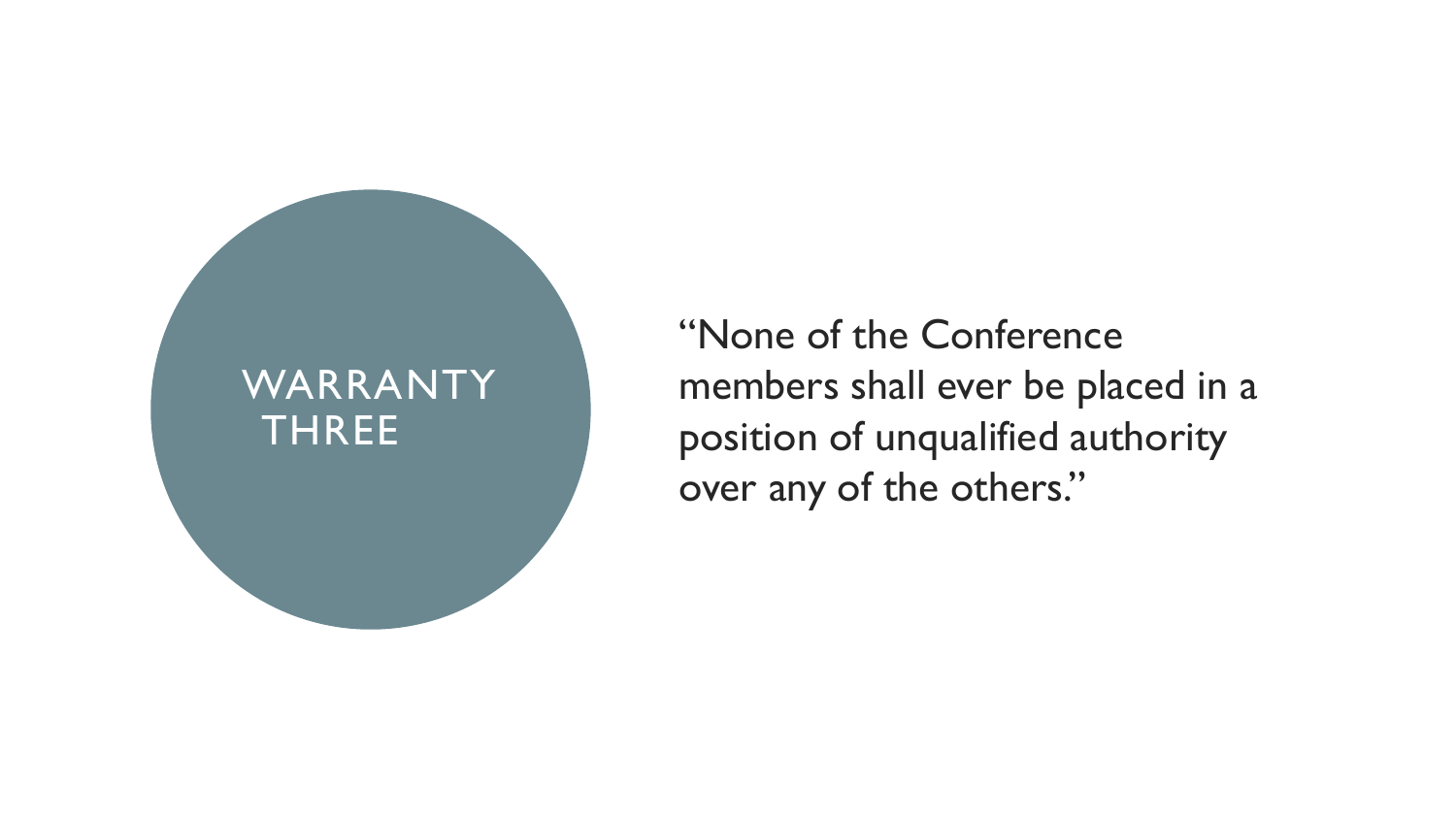# WARRANTY THREE

"None of the Conference members shall ever be placed in a position of unqualified authority over any of the others."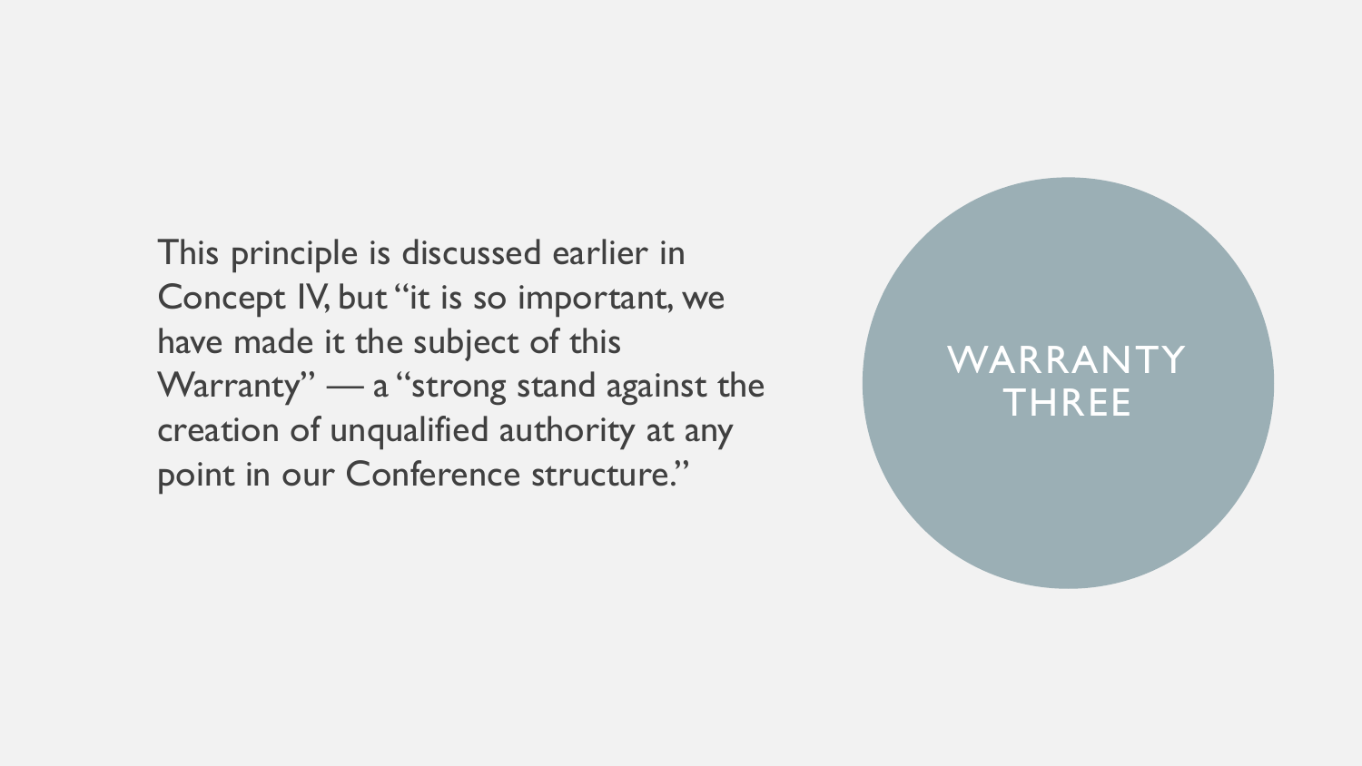## WARRANTY THREE

This principle is discussed earlier in Concept IV, but "it is so important, we have made it the subject of this Warranty" — a "strong stand against the creation of unqualified authority at any point in our Conference structure."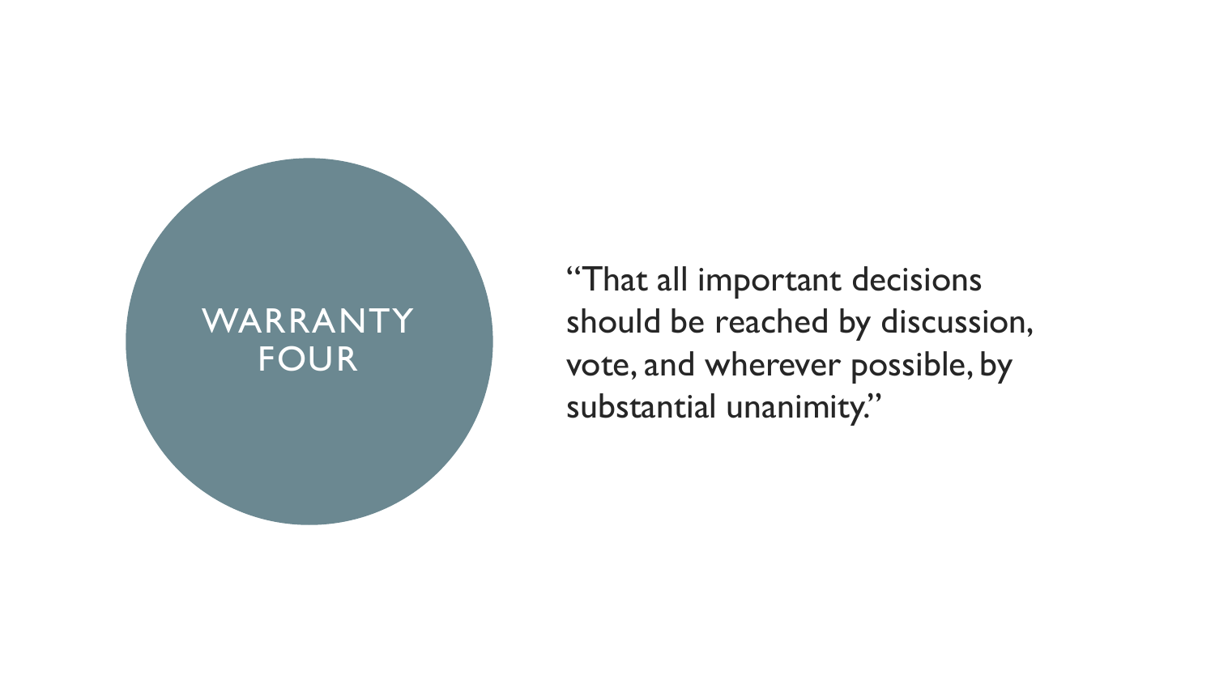# WARRANTY FOUR

"That all important decisions should be reached by discussion, vote, and wherever possible, by substantial unanimity."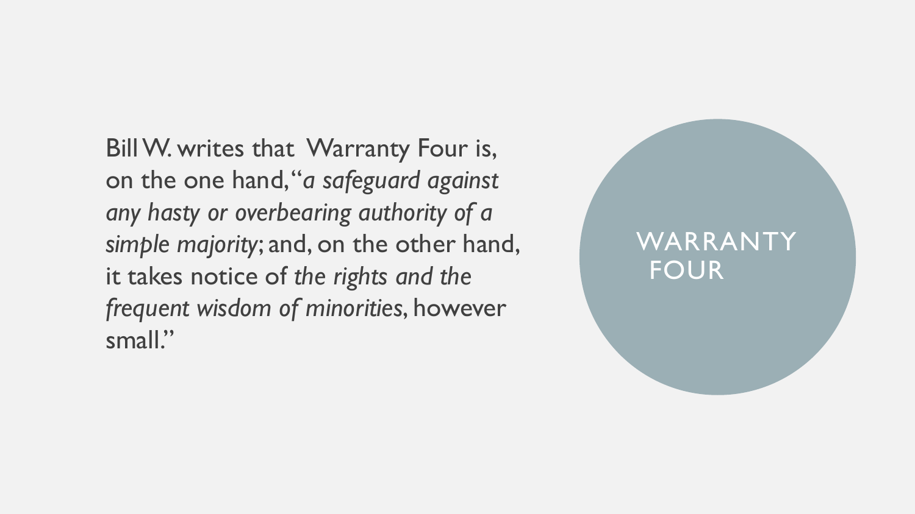## WARRANTY FOUR

Bill W. writes that Warranty Four is, on the one hand, "*a safeguard against any hasty or overbearing authority of a simple majority*; and, on the other hand, it takes notice of *the rights and the frequent wisdom of minorities*, however small."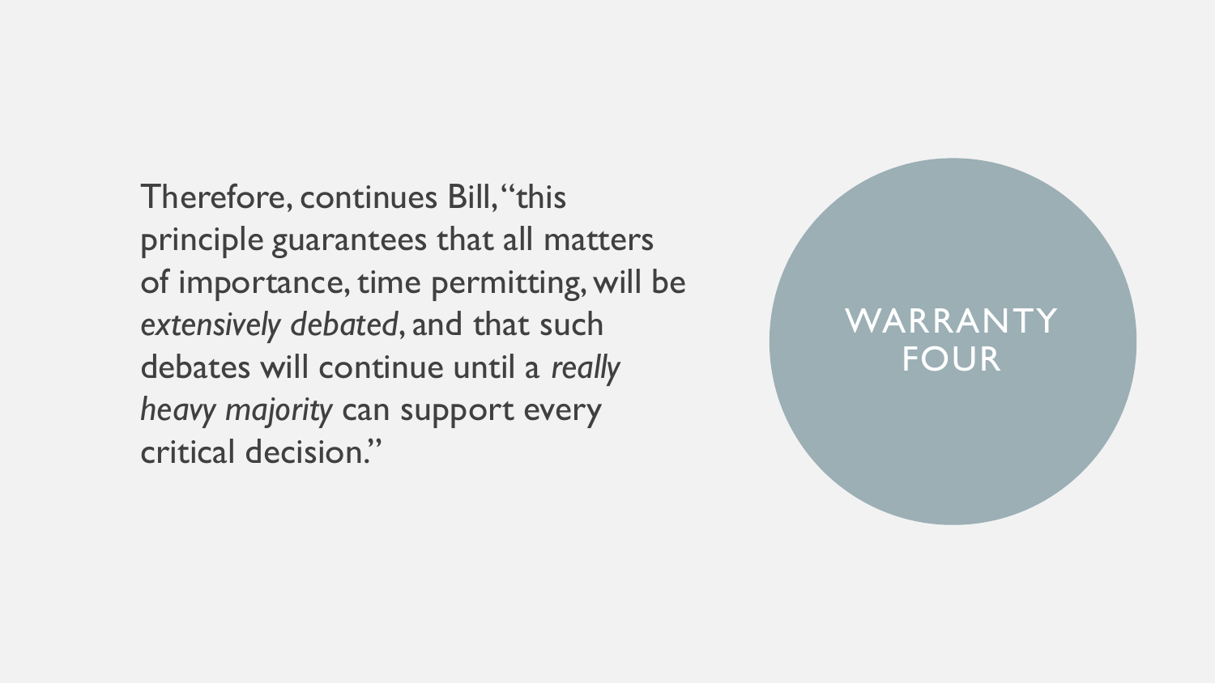## WARRANTY FOUR

Therefore, continues Bill, "this principle guarantees that all matters of importance, time permitting, will be *extensively debated*, and that such debates will continue until a *really heavy majority* can support every critical decision."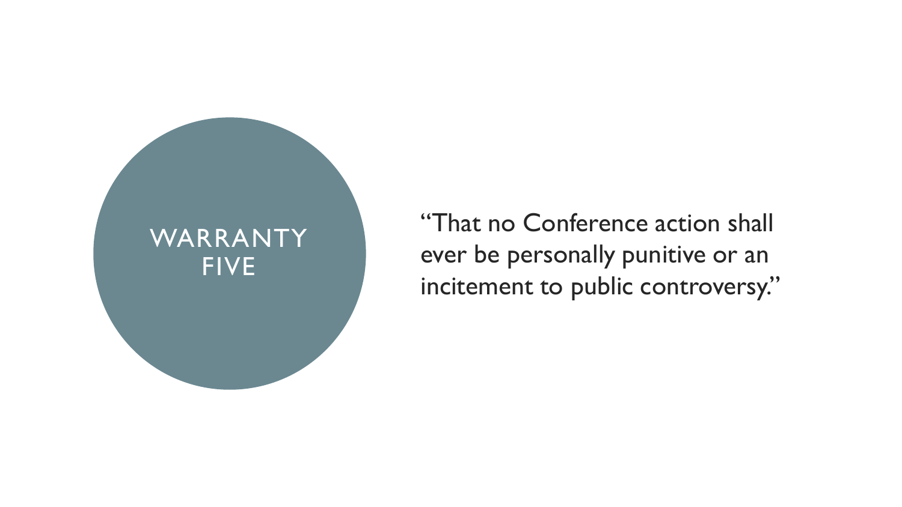# WARRANTY FIVE

"That no Conference action shall ever be personally punitive or an incitement to public controversy."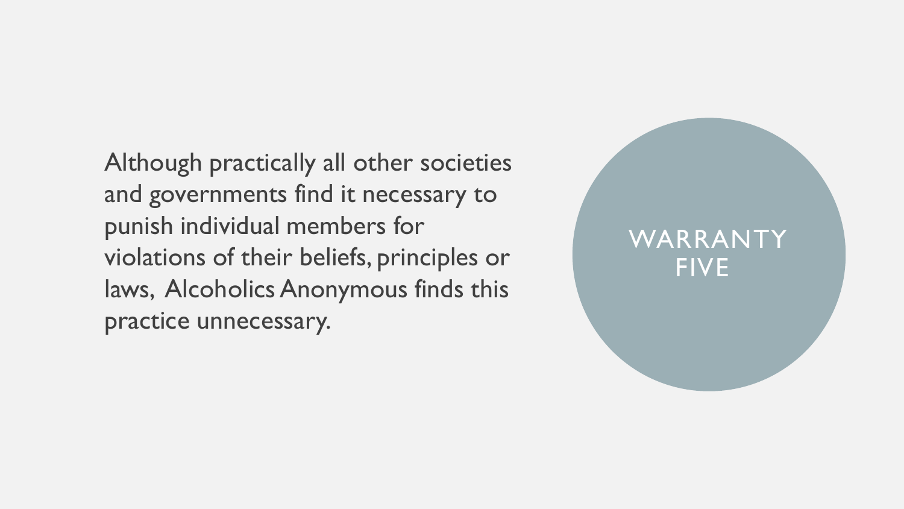## WARRANTY FIVE

Although practically all other societies and governments find it necessary to punish individual members for violations of their beliefs, principles or laws, Alcoholics Anonymous finds this practice unnecessary.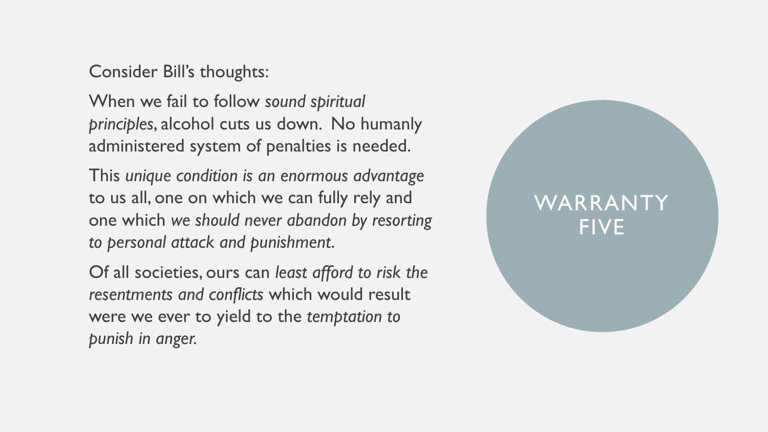# WARRANTY FIVE

Consider Bill's thoughts:

When we fail to follow *sound spiritual principles*, alcohol cuts us down. No humanly administered system of penalties is needed.

This *unique condition is an enormous advantage* to us all, one on which we can fully rely and one which *we should never abandon by resorting to personal attack and punishment*.

Of all societies, ours can *least afford to risk the resentments and conflicts* which would result were we ever to yield to the *temptation to punish in anger.*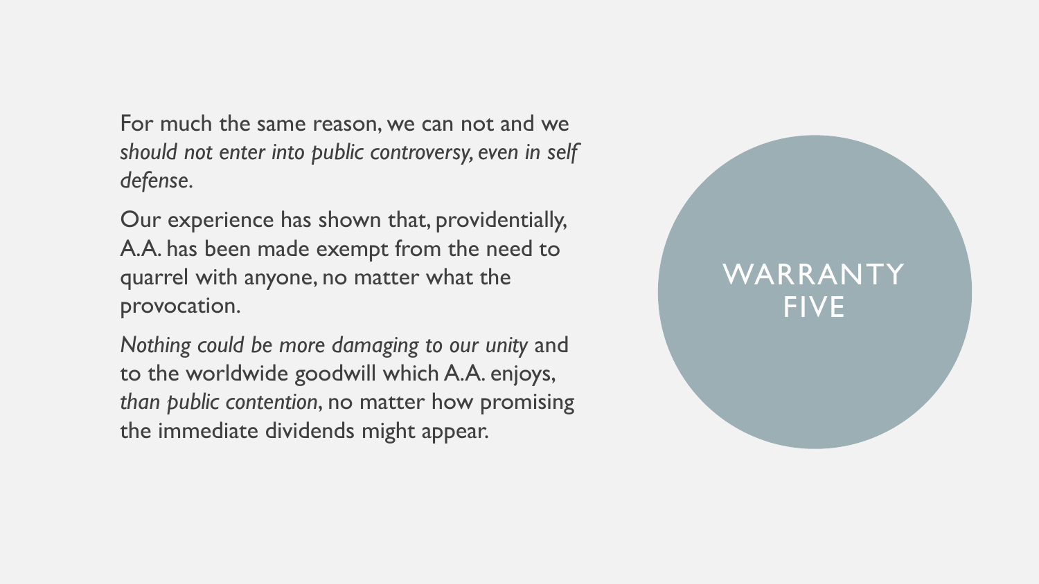# WARRANTY FIVE

For much the same reason, we can not and we *should not enter into public controversy, even in self defense*.

Our experience has shown that, providentially, A.A. has been made exempt from the need to quarrel with anyone, no matter what the provocation.

*Nothing could be more damaging to our unity* and to the worldwide goodwill which A.A. enjoys, *than public contention*, no matter how promising the immediate dividends might appear.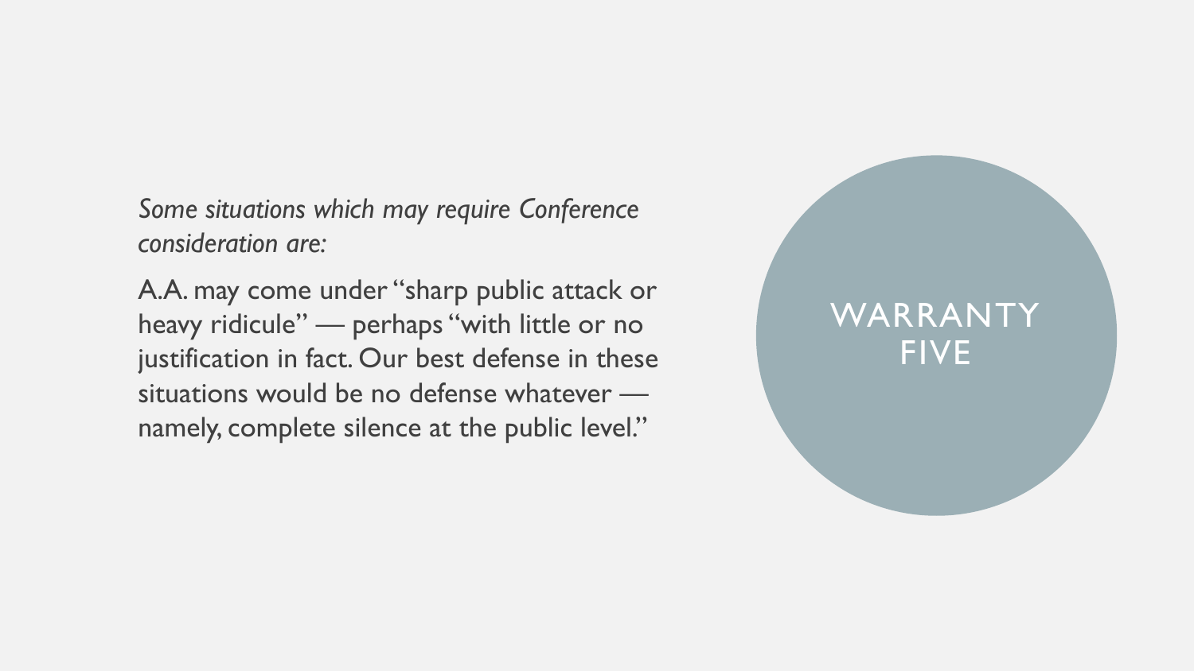# WARRANTY FIVE

*Some situations which may require Conference consideration are:*

A.A. may come under "sharp public attack or heavy ridicule" — perhaps "with little or no justification in fact. Our best defense in these situations would be no defense whatever — namely, complete silence at the public level."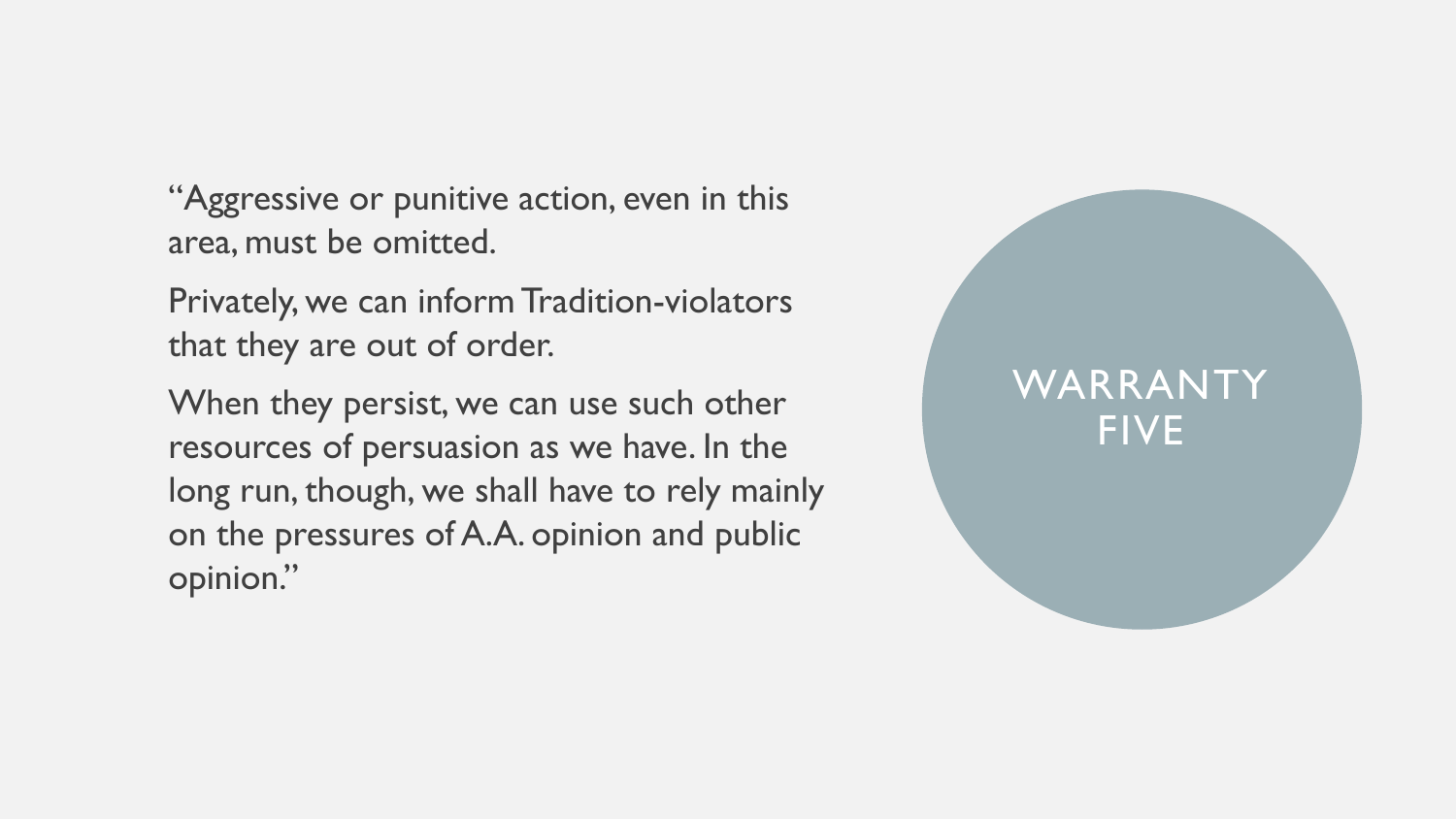## WARRANTY FIVE

"Aggressive or punitive action, even in this area, must be omitted.

Privately, we can inform Tradition-violators that they are out of order.

When they persist, we can use such other resources of persuasion as we have. In the long run, though, we shall have to rely mainly on the pressures of A.A. opinion and public opinion."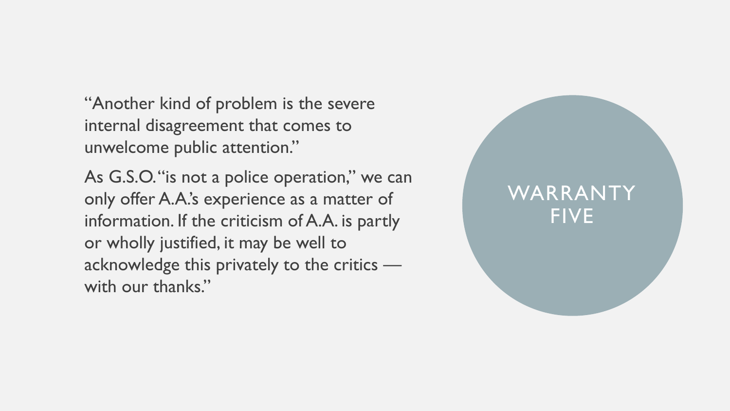## WARRANTY FIVE

"Another kind of problem is the severe internal disagreement that comes to unwelcome public attention."

As G.S.O. "is not a police operation," we can only offer A.A.'s experience as a matter of information. If the criticism of A.A. is partly or wholly justified, it may be well to acknowledge this privately to the critics — with our thanks."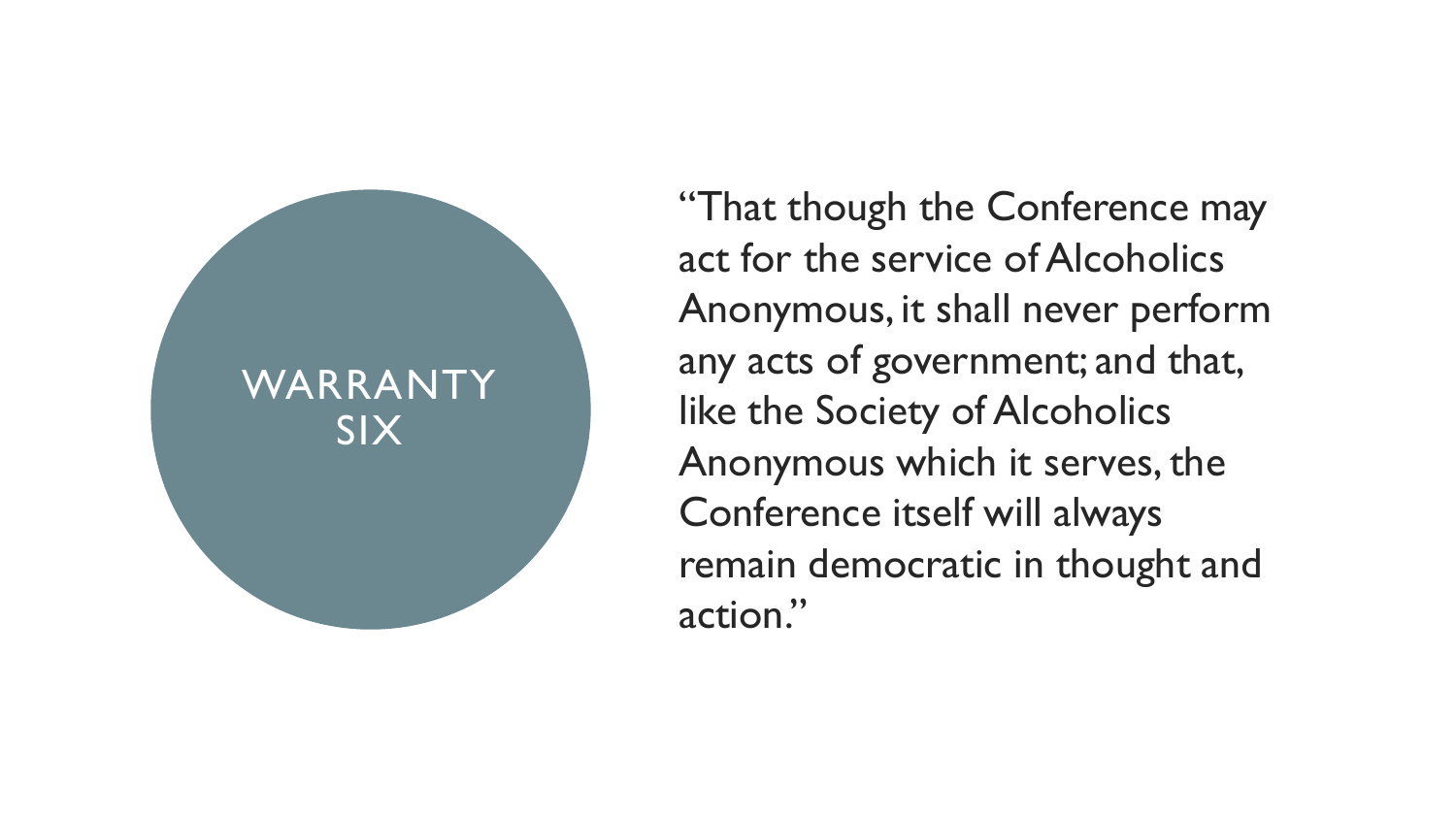# WARRANTY SIX

"That though the Conference may act for the service of Alcoholics Anonymous, it shall never perform any acts of government; and that, like the Society of Alcoholics Anonymous which it serves, the Conference itself will always remain democratic in thought and action."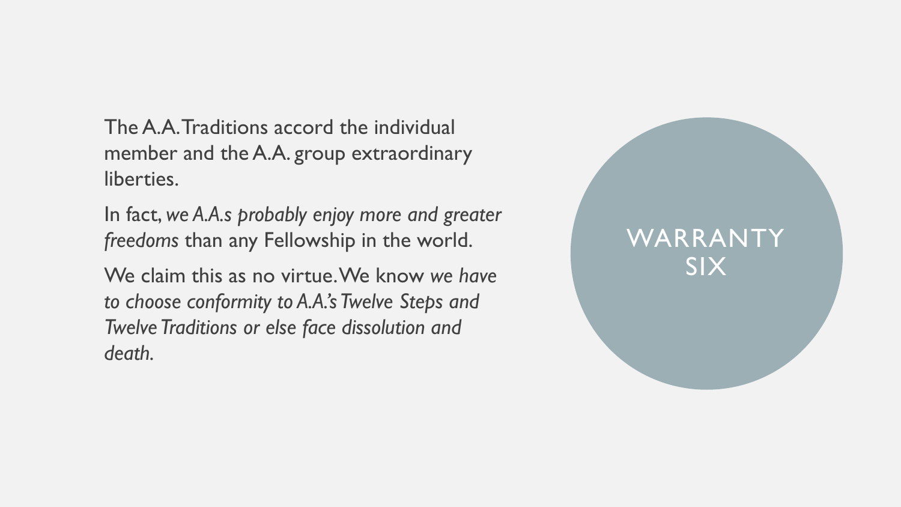# WARRANTY SIX

The A.A. Traditions accord the individual member and the A.A. group extraordinary liberties.

In fact, *we A.A.s probably enjoy more and greater freedoms* than any Fellowship in the world.

We claim this as no virtue. We know *we have to choose conformity to A.A.'s Twelve Steps and Twelve Traditions or else face dissolution and death.*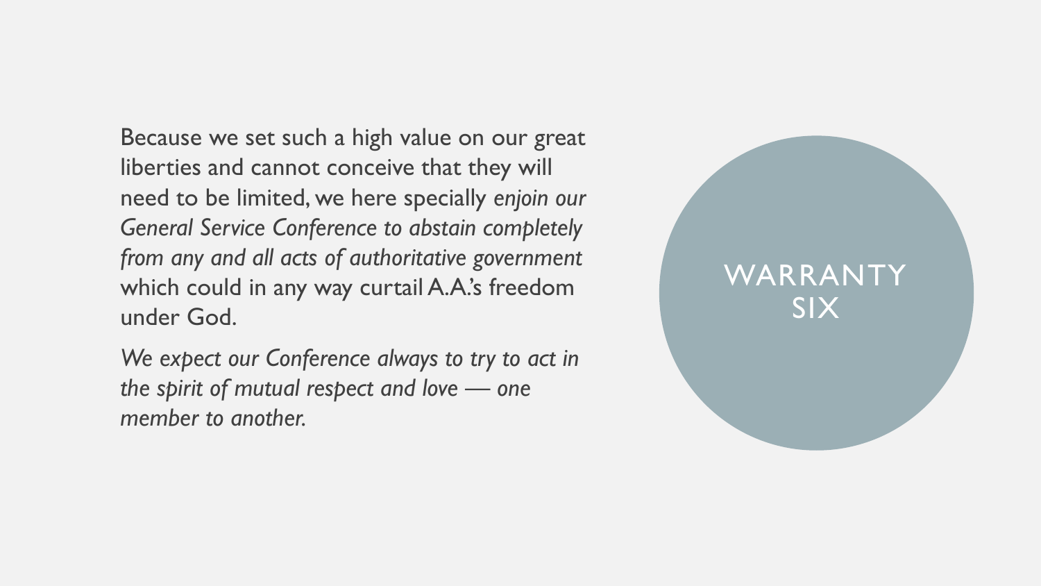# WARRANTY SIX

Because we set such a high value on our great liberties and cannot conceive that they will need to be limited, we here specially *enjoin our General Service Conference to abstain completely from any and all acts of authoritative government* which could in any way curtail A.A.'s freedom under God.

*We expect our Conference always to try to act in the spirit of mutual respect and love — one member to another.*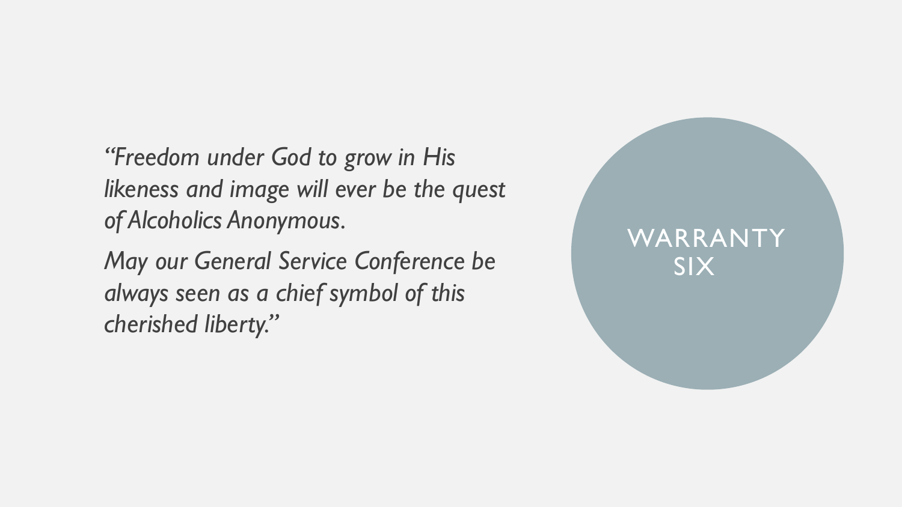## WARRANTY SIX

*"Freedom under God to grow in His likeness and image will ever be the quest of Alcoholics Anonymous.*

*May our General Service Conference be always seen as a chief symbol of this cherished liberty."*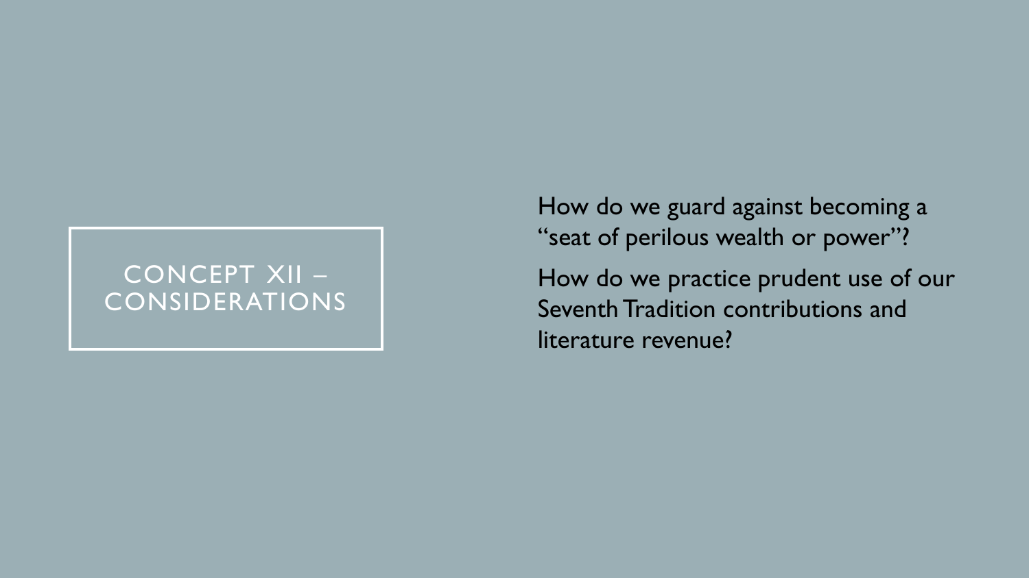# CONCEPT XII – CONSIDERATIONS

How do we guard against becoming a "seat of perilous wealth or power"?

How do we practice prudent use of our Seventh Tradition contributions and literature revenue?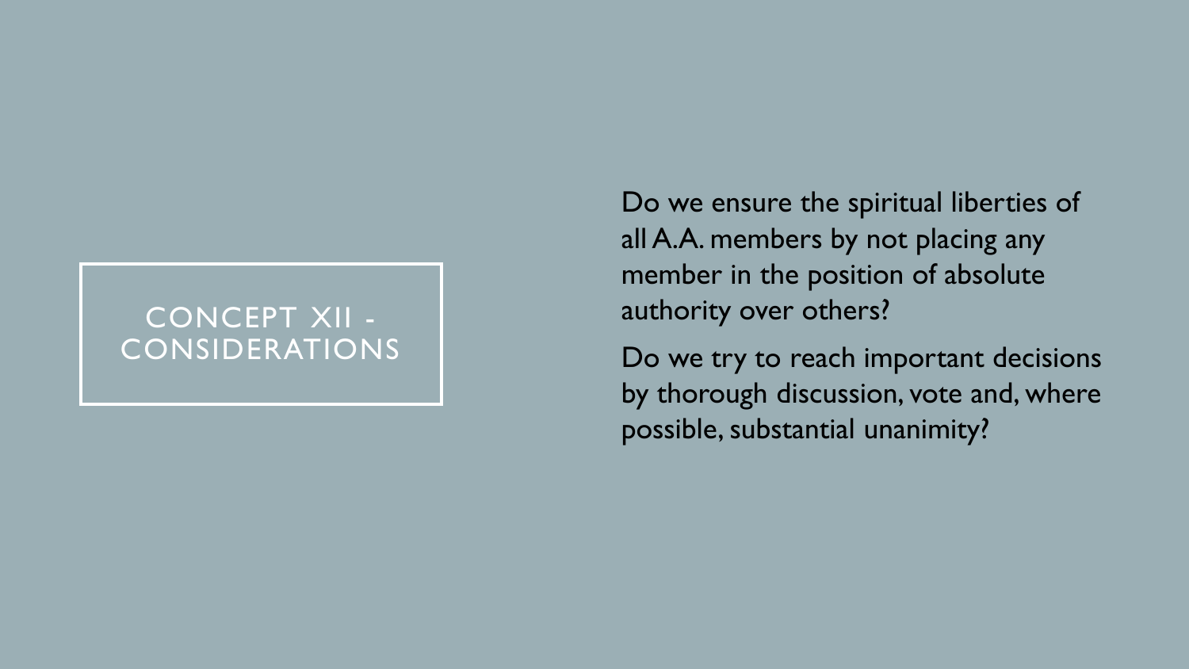# CONCEPT XII - CONSIDERATIONS

Do we ensure the spiritual liberties of all A.A. members by not placing any member in the position of absolute authority over others?

Do we try to reach important decisions by thorough discussion, vote and, where possible, substantial unanimity?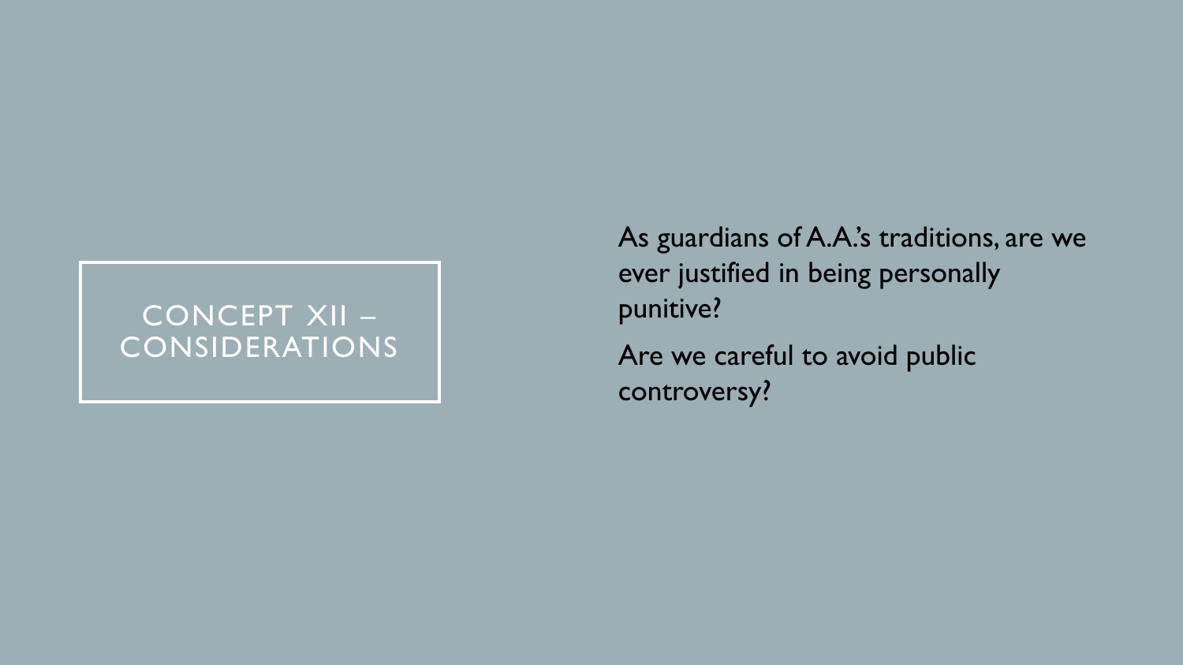# CONCEPT XII – CONSIDERATIONS

As guardians of A.A.'s traditions, are we ever justified in being personally punitive?

Are we careful to avoid public controversy?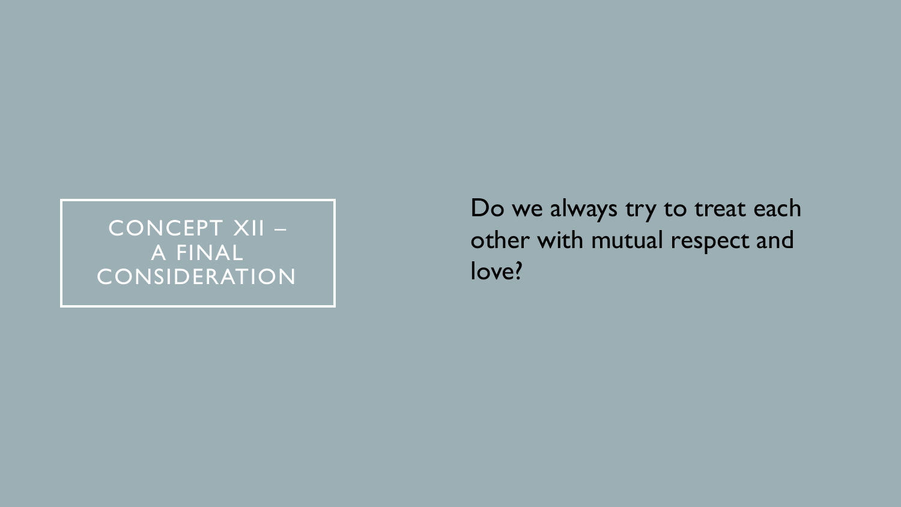# CONCEPT XII – A FINAL CONSIDERATION

Do we always try to treat each other with mutual respect and love?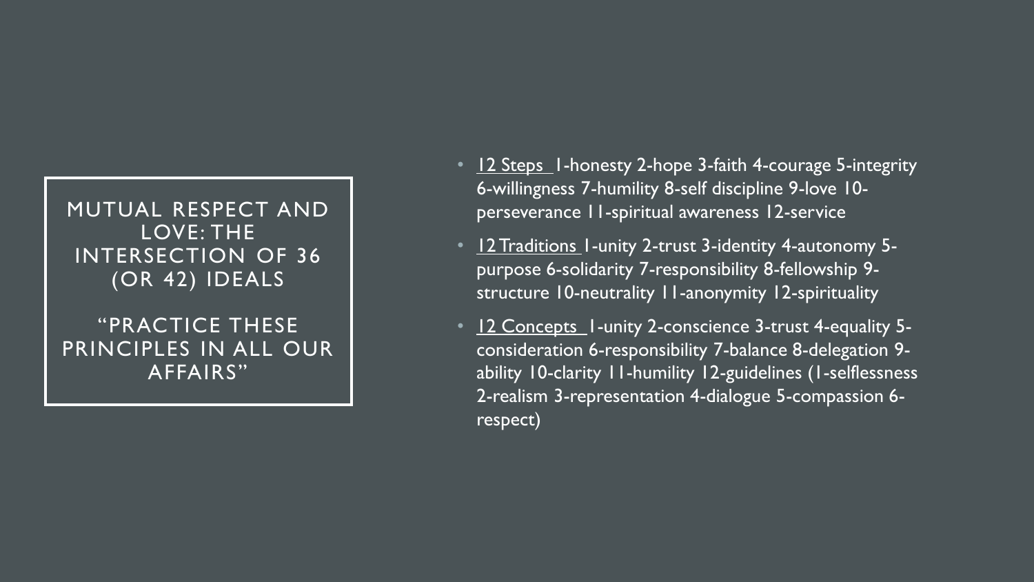# MUTUAL RESPECT AND LOVE: THE INTERSECTION OF 36 (OR 42) IDEALS

## "PRACTICE THESE PRINCIPLES IN ALL OUR AFFAIRS"

- 12 Steps 1-honesty 2-hope 3-faith 4-courage 5-integrity 6-willingness 7-humility 8-self discipline 9-love 10-perseverance 11-spiritual awareness 12-service
- 12 Traditions 1-unity 2-trust 3-identity 4-autonomy 5-purpose 6-solidarity 7-responsibility 8-fellowship 9-structure 10-neutrality 11-anonymity 12-spirituality
- 12 Concepts 1-unity 2-conscience 3-trust 4-equality 5-consideration 6-responsibility 7-balance 8-delegation 9-ability 10-clarity 11-humility 12-guidelines (1-selflessness 2-realism 3-representation 4-dialogue 5-compassion 6-respect)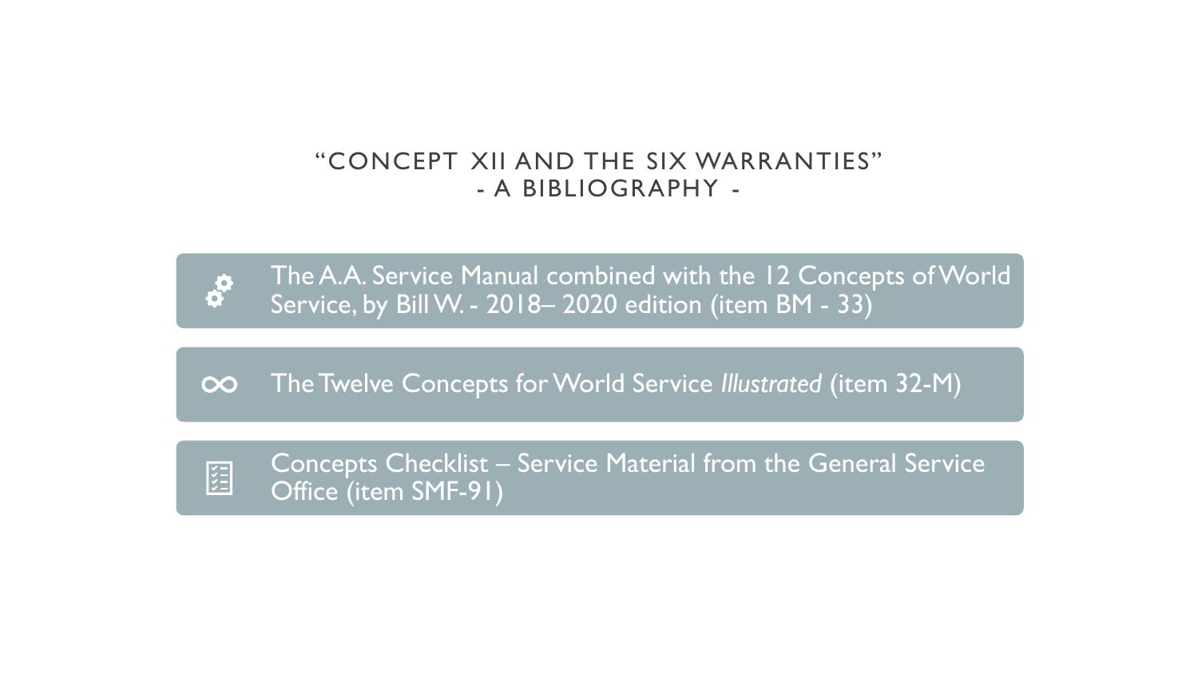# "CONCEPT XII AND THE SIX WARRANTIES"
## - A BIBLIOGRAPHY -

- The A.A. Service Manual combined with the 12 Concepts of World Service, by Bill W. - 2018– 2020 edition (item BM - 33)
- The Twelve Concepts for World Service *Illustrated* (item 32-M)
- Concepts Checklist – Service Material from the General Service Office (item SMF-91)